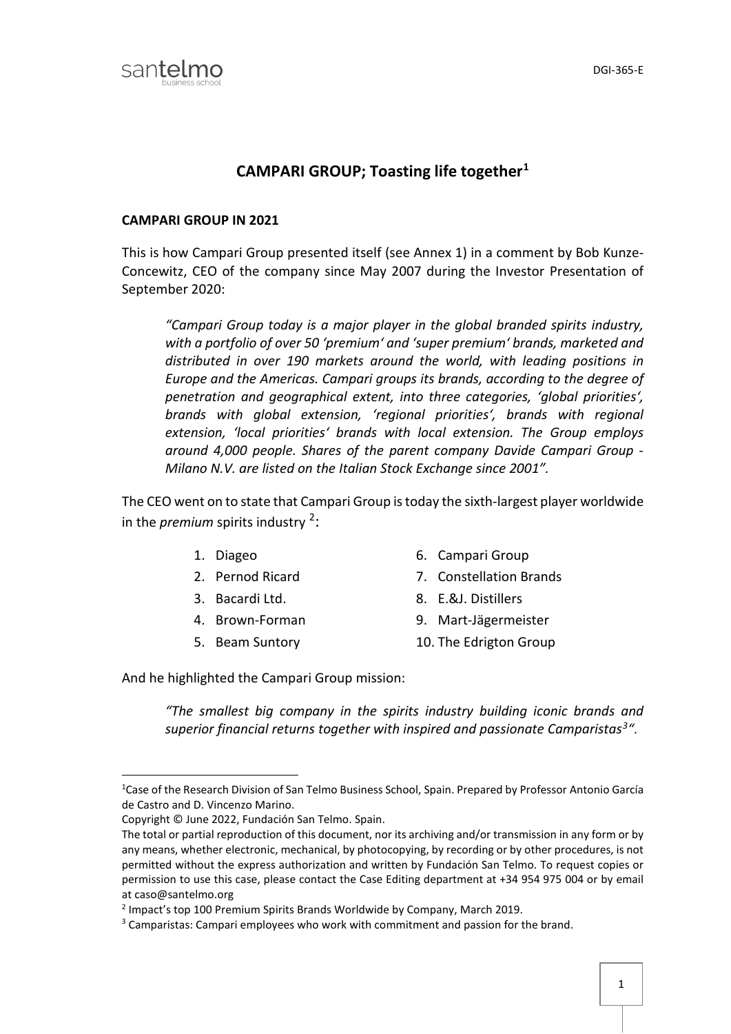# CAMPARI GROUP; Toasting life together[1]

## CAMPARI GROUP IN 2021

This is how Campari Group presented itself (see Annex 1) in a comment by Bob Kunze-Concewitz, CEO of the company since May 2007 during the Investor Presentation of September 2020:

> *"Campari Group today is a major player in the global branded spirits industry, with a portfolio of over 50 'premium' and 'super premium' brands, marketed and distributed in over 190 markets around the world, with leading positions in Europe and the Americas. Campari groups its brands, according to the degree of penetration and geographical extent, into three categories, 'global priorities', brands with global extension, 'regional priorities', brands with regional extension, 'local priorities' brands with local extension. The Group employs around 4,000 people. Shares of the parent company Davide Campari Group - Milano N.V. are listed on the Italian Stock Exchange since 2001".*

The CEO went on to state that Campari Group is today the sixth-largest player worldwide in the *premium* spirits industry [2]:

1. Diageo
2. Pernod Ricard
3. Bacardi Ltd.
4. Brown-Forman
5. Beam Suntory
6. Campari Group
7. Constellation Brands
8. E.&J. Distillers
9. Mart-Jägermeister
10. The Edrigton Group

And he highlighted the Campari Group mission:

> *"The smallest big company in the spirits industry building iconic brands and superior financial returns together with inspired and passionate Camparistas[3]".*

---

[1] Case of the Research Division of San Telmo Business School, Spain. Prepared by Professor Antonio García de Castro and D. Vincenzo Marino.

Copyright © June 2022, Fundación San Telmo. Spain.

The total or partial reproduction of this document, nor its archiving and/or transmission in any form or by any means, whether electronic, mechanical, by photocopying, by recording or by other procedures, is not permitted without the express authorization and written by Fundación San Telmo. To request copies or permission to use this case, please contact the Case Editing department at +34 954 975 004 or by email at caso@santelmo.org

[2] Impact's top 100 Premium Spirits Brands Worldwide by Company, March 2019.

[3] Camparistas: Campari employees who work with commitment and passion for the brand.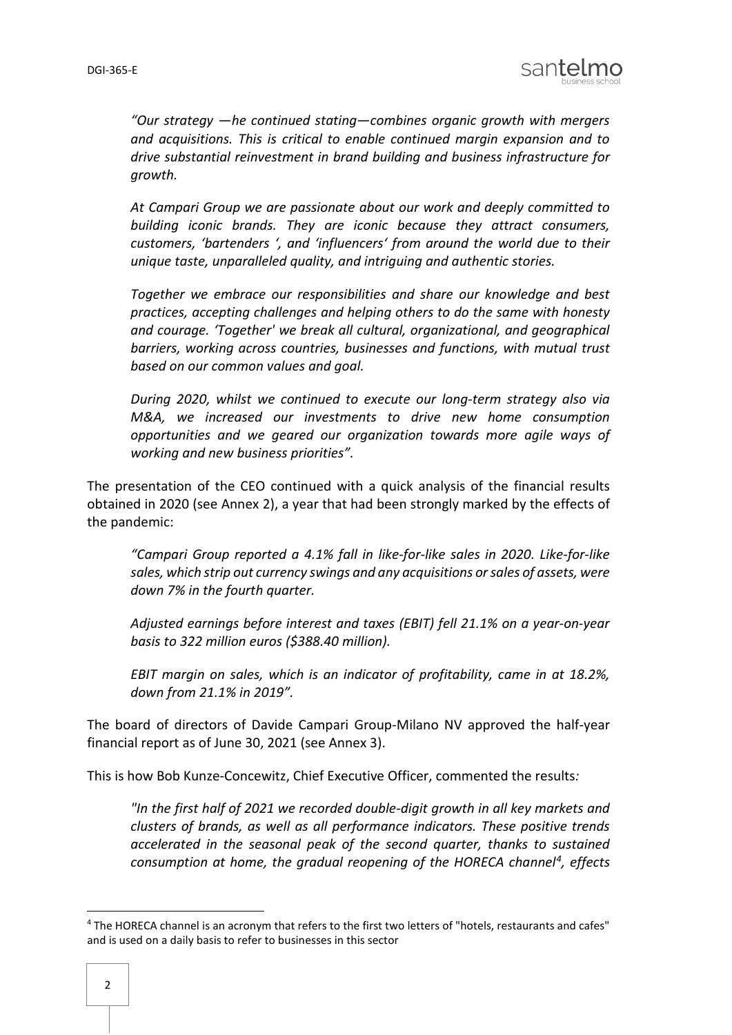*“Our strategy —he continued stating—combines organic growth with mergers and acquisitions. This is critical to enable continued margin expansion and to drive substantial reinvestment in brand building and business infrastructure for growth.*

*At Campari Group we are passionate about our work and deeply committed to building iconic brands. They are iconic because they attract consumers, customers, ‘bartenders ‘, and ‘influencers’ from around the world due to their unique taste, unparalleled quality, and intriguing and authentic stories.*

*Together we embrace our responsibilities and share our knowledge and best practices, accepting challenges and helping others to do the same with honesty and courage. ‘Together' we break all cultural, organizational, and geographical barriers, working across countries, businesses and functions, with mutual trust based on our common values and goal.*

*During 2020, whilst we continued to execute our long-term strategy also via M&A, we increased our investments to drive new home consumption opportunities and we geared our organization towards more agile ways of working and new business priorities”.*

The presentation of the CEO continued with a quick analysis of the financial results obtained in 2020 (see Annex 2), a year that had been strongly marked by the effects of the pandemic:

*“Campari Group reported a 4.1% fall in like-for-like sales in 2020. Like-for-like sales, which strip out currency swings and any acquisitions or sales of assets, were down 7% in the fourth quarter.*

*Adjusted earnings before interest and taxes (EBIT) fell 21.1% on a year-on-year basis to 322 million euros ($388.40 million).*

*EBIT margin on sales, which is an indicator of profitability, came in at 18.2%, down from 21.1% in 2019”.*

The board of directors of Davide Campari Group-Milano NV approved the half-year financial report as of June 30, 2021 (see Annex 3).

This is how Bob Kunze-Concewitz, Chief Executive Officer, commented the results*:*

*"In the first half of 2021 we recorded double-digit growth in all key markets and clusters of brands, as well as all performance indicators. These positive trends accelerated in the seasonal peak of the second quarter, thanks to sustained consumption at home, the gradual reopening of the HORECA channel[4], effects*

[4] The HORECA channel is an acronym that refers to the first two letters of "hotels, restaurants and cafes" and is used on a daily basis to refer to businesses in this sector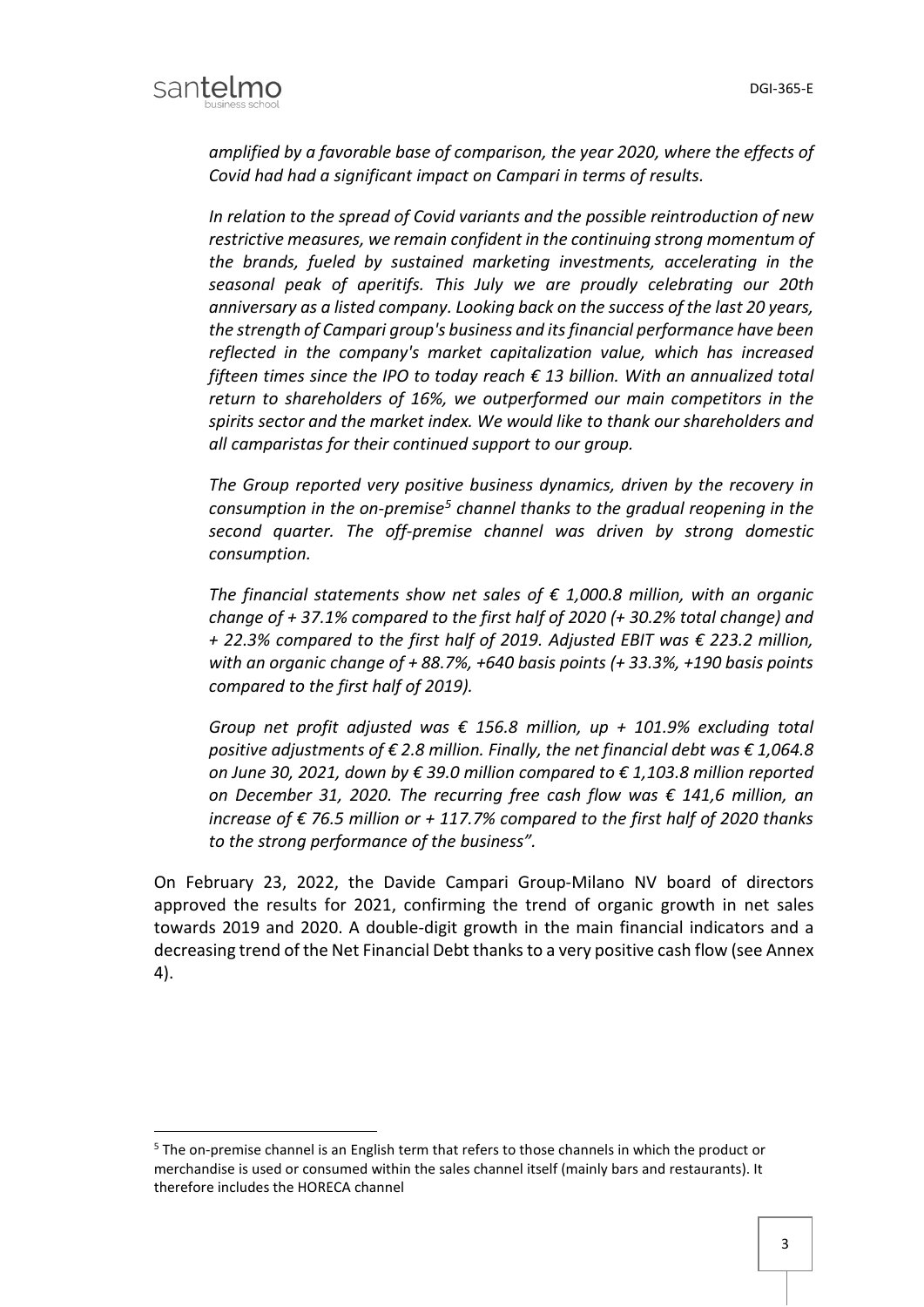*amplified by a favorable base of comparison, the year 2020, where the effects of Covid had had a significant impact on Campari in terms of results.*

*In relation to the spread of Covid variants and the possible reintroduction of new restrictive measures, we remain confident in the continuing strong momentum of the brands, fueled by sustained marketing investments, accelerating in the seasonal peak of aperitifs. This July we are proudly celebrating our 20th anniversary as a listed company. Looking back on the success of the last 20 years, the strength of Campari group's business and its financial performance have been reflected in the company's market capitalization value, which has increased fifteen times since the IPO to today reach € 13 billion. With an annualized total return to shareholders of 16%, we outperformed our main competitors in the spirits sector and the market index. We would like to thank our shareholders and all camparistas for their continued support to our group.*

*The Group reported very positive business dynamics, driven by the recovery in consumption in the on-premise[5] channel thanks to the gradual reopening in the second quarter. The off-premise channel was driven by strong domestic consumption.*

*The financial statements show net sales of € 1,000.8 million, with an organic change of + 37.1% compared to the first half of 2020 (+ 30.2% total change) and + 22.3% compared to the first half of 2019. Adjusted EBIT was € 223.2 million, with an organic change of + 88.7%, +640 basis points (+ 33.3%, +190 basis points compared to the first half of 2019).*

*Group net profit adjusted was € 156.8 million, up + 101.9% excluding total positive adjustments of € 2.8 million. Finally, the net financial debt was € 1,064.8 on June 30, 2021, down by € 39.0 million compared to € 1,103.8 million reported on December 31, 2020. The recurring free cash flow was € 141,6 million, an increase of € 76.5 million or + 117.7% compared to the first half of 2020 thanks to the strong performance of the business".*

On February 23, 2022, the Davide Campari Group-Milano NV board of directors approved the results for 2021, confirming the trend of organic growth in net sales towards 2019 and 2020. A double-digit growth in the main financial indicators and a decreasing trend of the Net Financial Debt thanks to a very positive cash flow (see Annex 4).

---

[5] The on-premise channel is an English term that refers to those channels in which the product or merchandise is used or consumed within the sales channel itself (mainly bars and restaurants). It therefore includes the HORECA channel